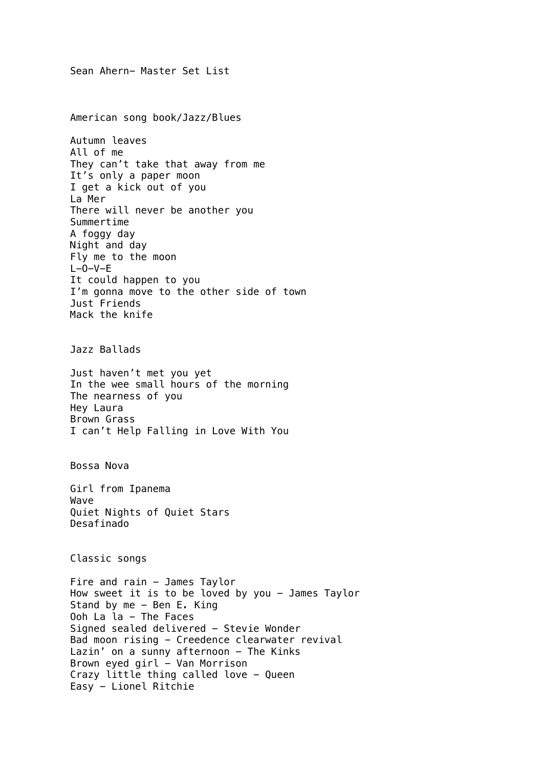# Sean Ahern– Master Set List

## American song book/Jazz/Blues

Autumn leaves
All of me
They can't take that away from me
It's only a paper moon
I get a kick out of you
La Mer
There will never be another you
Summertime
A foggy day
Night and day
Fly me to the moon
L–O–V–E
It could happen to you
I'm gonna move to the other side of town
Just Friends
Mack the knife

## Jazz Ballads

Just haven't met you yet
In the wee small hours of the morning
The nearness of you
Hey Laura
Brown Grass
I can't Help Falling in Love With You

## Bossa Nova

Girl from Ipanema
Wave
Quiet Nights of Quiet Stars
Desafinado

## Classic songs

Fire and rain – James Taylor
How sweet it is to be loved by you – James Taylor
Stand by me – Ben E. King
Ooh La la – The Faces
Signed sealed delivered – Stevie Wonder
Bad moon rising – Creedence clearwater revival
Lazin' on a sunny afternoon – The Kinks
Brown eyed girl – Van Morrison
Crazy little thing called love – Queen
Easy – Lionel Ritchie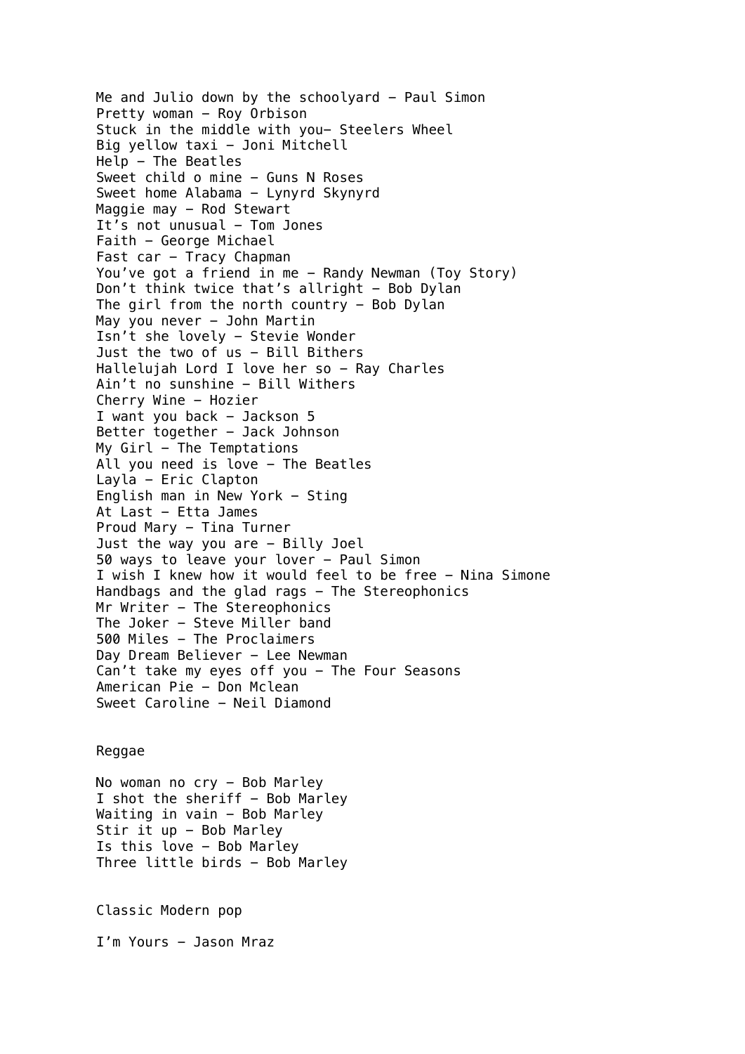Me and Julio down by the schoolyard – Paul Simon
Pretty woman – Roy Orbison
Stuck in the middle with you– Steelers Wheel
Big yellow taxi – Joni Mitchell
Help – The Beatles
Sweet child o mine – Guns N Roses
Sweet home Alabama – Lynyrd Skynyrd
Maggie may – Rod Stewart
It's not unusual – Tom Jones
Faith – George Michael
Fast car – Tracy Chapman
You've got a friend in me – Randy Newman (Toy Story)
Don't think twice that's allright – Bob Dylan
The girl from the north country – Bob Dylan
May you never – John Martin
Isn't she lovely – Stevie Wonder
Just the two of us – Bill Bithers
Hallelujah Lord I love her so – Ray Charles
Ain't no sunshine – Bill Withers
Cherry Wine – Hozier
I want you back – Jackson 5
Better together – Jack Johnson
My Girl – The Temptations
All you need is love – The Beatles
Layla – Eric Clapton
English man in New York – Sting
At Last – Etta James
Proud Mary – Tina Turner
Just the way you are – Billy Joel
50 ways to leave your lover – Paul Simon
I wish I knew how it would feel to be free – Nina Simone
Handbags and the glad rags – The Stereophonics
Mr Writer – The Stereophonics
The Joker – Steve Miller band
500 Miles – The Proclaimers
Day Dream Believer – Lee Newman
Can't take my eyes off you – The Four Seasons
American Pie – Don Mclean
Sweet Caroline – Neil Diamond

Reggae

No woman no cry – Bob Marley
I shot the sheriff – Bob Marley
Waiting in vain – Bob Marley
Stir it up – Bob Marley
Is this love – Bob Marley
Three little birds – Bob Marley

Classic Modern pop

I'm Yours – Jason Mraz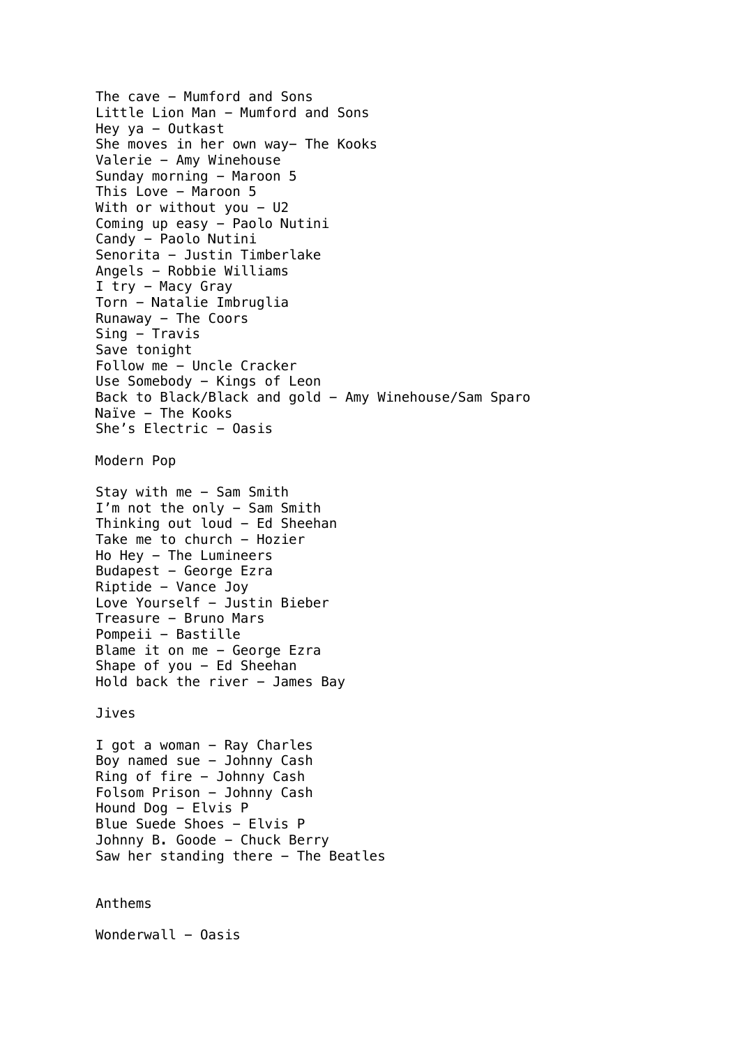The cave – Mumford and Sons
Little Lion Man – Mumford and Sons
Hey ya – Outkast
She moves in her own way– The Kooks
Valerie – Amy Winehouse
Sunday morning – Maroon 5
This Love – Maroon 5
With or without you – U2
Coming up easy – Paolo Nutini
Candy – Paolo Nutini
Senorita – Justin Timberlake
Angels – Robbie Williams
I try – Macy Gray
Torn – Natalie Imbruglia
Runaway – The Coors
Sing – Travis
Save tonight
Follow me – Uncle Cracker
Use Somebody – Kings of Leon
Back to Black/Black and gold – Amy Winehouse/Sam Sparo
Naïve – The Kooks
She's Electric – Oasis

Modern Pop

Stay with me – Sam Smith
I'm not the only – Sam Smith
Thinking out loud – Ed Sheehan
Take me to church – Hozier
Ho Hey – The Lumineers
Budapest – George Ezra
Riptide – Vance Joy
Love Yourself – Justin Bieber
Treasure – Bruno Mars
Pompeii – Bastille
Blame it on me – George Ezra
Shape of you – Ed Sheehan
Hold back the river – James Bay

Jives

I got a woman – Ray Charles
Boy named sue – Johnny Cash
Ring of fire – Johnny Cash
Folsom Prison – Johnny Cash
Hound Dog – Elvis P
Blue Suede Shoes – Elvis P
Johnny B. Goode – Chuck Berry
Saw her standing there – The Beatles

Anthems

Wonderwall – Oasis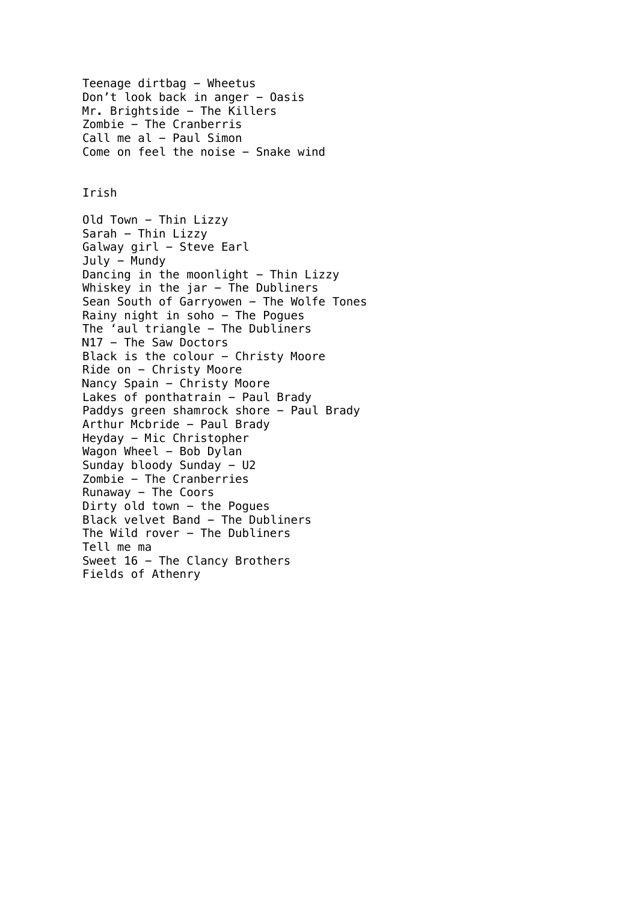Teenage dirtbag – Wheetus
Don't look back in anger – Oasis
Mr. Brightside – The Killers
Zombie – The Cranberris
Call me al – Paul Simon
Come on feel the noise – Snake wind

Irish

Old Town – Thin Lizzy
Sarah – Thin Lizzy
Galway girl – Steve Earl
July – Mundy
Dancing in the moonlight – Thin Lizzy
Whiskey in the jar – The Dubliners
Sean South of Garryowen – The Wolfe Tones
Rainy night in soho – The Pogues
The 'aul triangle – The Dubliners
N17 – The Saw Doctors
Black is the colour – Christy Moore
Ride on – Christy Moore
Nancy Spain – Christy Moore
Lakes of ponthatrain – Paul Brady
Paddys green shamrock shore – Paul Brady
Arthur Mcbride – Paul Brady
Heyday – Mic Christopher
Wagon Wheel – Bob Dylan
Sunday bloody Sunday – U2
Zombie – The Cranberries
Runaway – The Coors
Dirty old town – the Pogues
Black velvet Band – The Dubliners
The Wild rover – The Dubliners
Tell me ma
Sweet 16 – The Clancy Brothers
Fields of Athenry